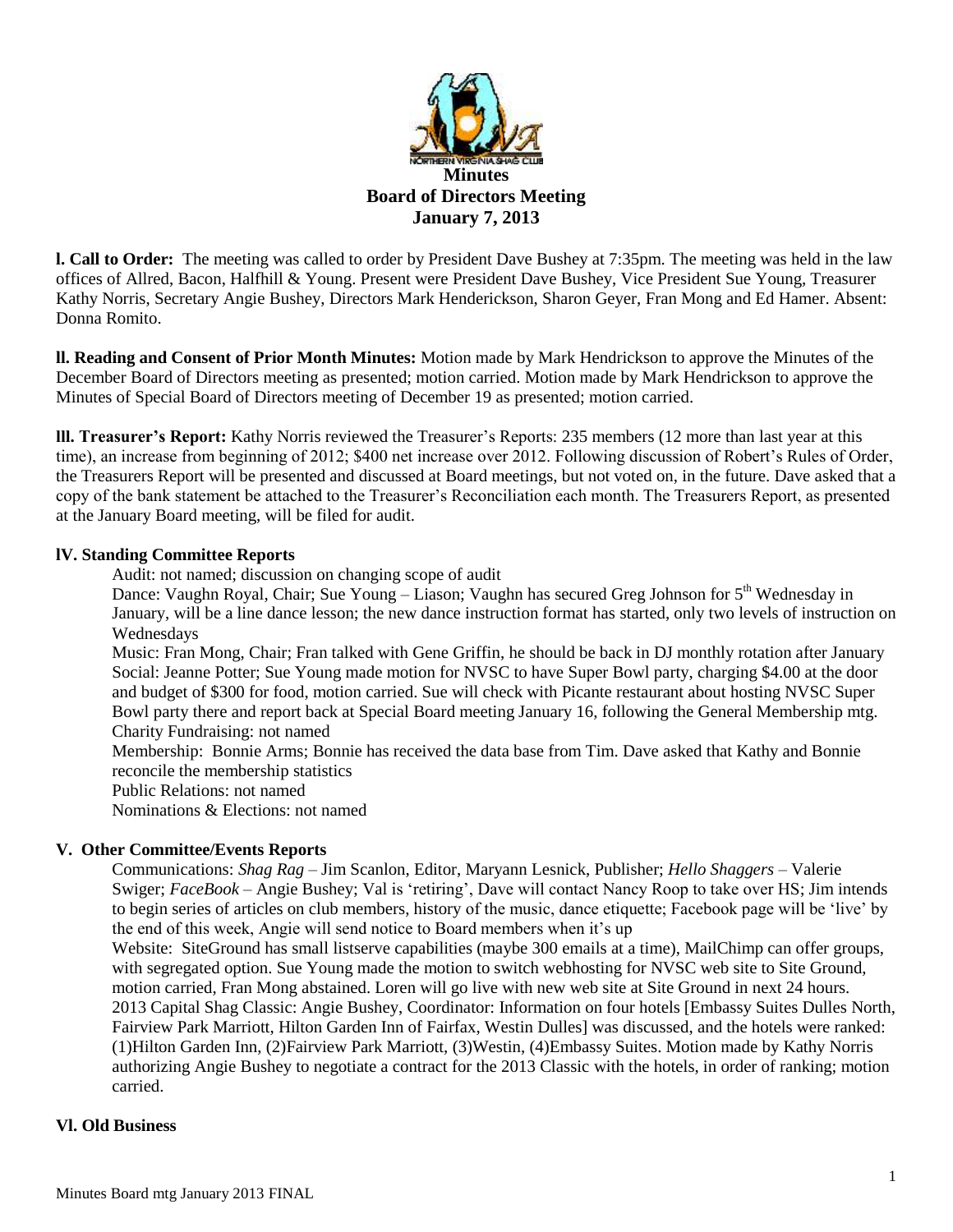# Minutes
## Board of Directors Meeting
## January 7, 2013

**I. Call to Order:** The meeting was called to order by President Dave Bushey at 7:35pm. The meeting was held in the law offices of Allred, Bacon, Halfhill & Young. Present were President Dave Bushey, Vice President Sue Young, Treasurer Kathy Norris, Secretary Angie Bushey, Directors Mark Henderickson, Sharon Geyer, Fran Mong and Ed Hamer. Absent: Donna Romito.

**II. Reading and Consent of Prior Month Minutes:** Motion made by Mark Hendrickson to approve the Minutes of the December Board of Directors meeting as presented; motion carried. Motion made by Mark Hendrickson to approve the Minutes of Special Board of Directors meeting of December 19 as presented; motion carried.

**III. Treasurer's Report:** Kathy Norris reviewed the Treasurer's Reports: 235 members (12 more than last year at this time), an increase from beginning of 2012; $400 net increase over 2012. Following discussion of Robert's Rules of Order, the Treasurers Report will be presented and discussed at Board meetings, but not voted on, in the future. Dave asked that a copy of the bank statement be attached to the Treasurer's Reconciliation each month. The Treasurers Report, as presented at the January Board meeting, will be filed for audit.

**IV. Standing Committee Reports**

Audit: not named; discussion on changing scope of audit

Dance: Vaughn Royal, Chair; Sue Young – Liason; Vaughn has secured Greg Johnson for 5th Wednesday in January, will be a line dance lesson; the new dance instruction format has started, only two levels of instruction on Wednesdays

Music: Fran Mong, Chair; Fran talked with Gene Griffin, he should be back in DJ monthly rotation after January

Social: Jeanne Potter; Sue Young made motion for NVSC to have Super Bowl party, charging $4.00 at the door and budget of $300 for food, motion carried. Sue will check with Picante restaurant about hosting NVSC Super Bowl party there and report back at Special Board meeting January 16, following the General Membership mtg.

Charity Fundraising: not named

Membership: Bonnie Arms; Bonnie has received the data base from Tim. Dave asked that Kathy and Bonnie reconcile the membership statistics

Public Relations: not named

Nominations & Elections: not named

**V. Other Committee/Events Reports**

Communications: *Shag Rag* – Jim Scanlon, Editor, Maryann Lesnick, Publisher; *Hello Shaggers* – Valerie Swiger; *FaceBook* – Angie Bushey; Val is 'retiring', Dave will contact Nancy Roop to take over HS; Jim intends to begin series of articles on club members, history of the music, dance etiquette; Facebook page will be 'live' by the end of this week, Angie will send notice to Board members when it's up

Website: SiteGround has small listserve capabilities (maybe 300 emails at a time), MailChimp can offer groups, with segregated option. Sue Young made the motion to switch webhosting for NVSC web site to Site Ground, motion carried, Fran Mong abstained. Loren will go live with new web site at Site Ground in next 24 hours.

2013 Capital Shag Classic: Angie Bushey, Coordinator: Information on four hotels [Embassy Suites Dulles North, Fairview Park Marriott, Hilton Garden Inn of Fairfax, Westin Dulles] was discussed, and the hotels were ranked: (1)Hilton Garden Inn, (2)Fairview Park Marriott, (3)Westin, (4)Embassy Suites. Motion made by Kathy Norris authorizing Angie Bushey to negotiate a contract for the 2013 Classic with the hotels, in order of ranking; motion carried.

**VI. Old Business**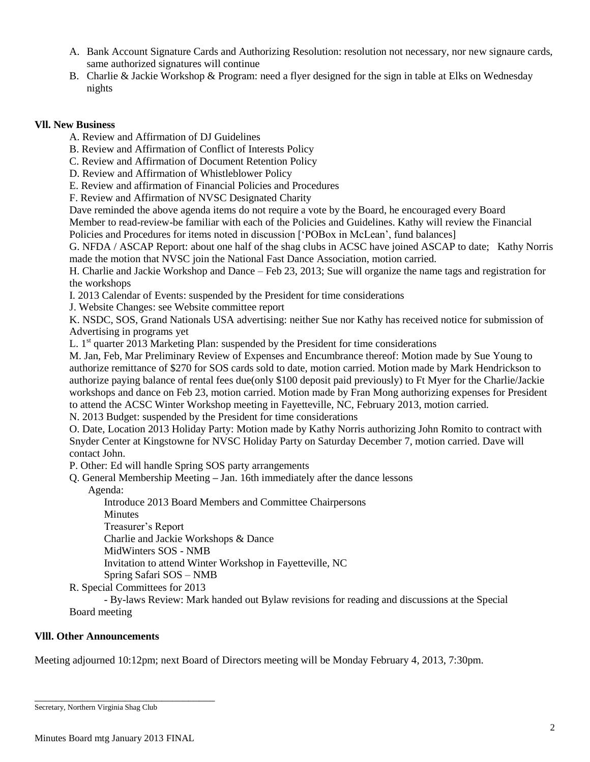A. Bank Account Signature Cards and Authorizing Resolution: resolution not necessary, nor new signaure cards, same authorized signatures will continue

B. Charlie & Jackie Workshop & Program: need a flyer designed for the sign in table at Elks on Wednesday nights

**Vll. New Business**

A. Review and Affirmation of DJ Guidelines

B. Review and Affirmation of Conflict of Interests Policy

C. Review and Affirmation of Document Retention Policy

D. Review and Affirmation of Whistleblower Policy

E. Review and affirmation of Financial Policies and Procedures

F. Review and Affirmation of NVSC Designated Charity

Dave reminded the above agenda items do not require a vote by the Board, he encouraged every Board Member to read-review-be familiar with each of the Policies and Guidelines. Kathy will review the Financial Policies and Procedures for items noted in discussion ['POBox in McLean', fund balances]

G. NFDA / ASCAP Report: about one half of the shag clubs in ACSC have joined ASCAP to date; Kathy Norris made the motion that NVSC join the National Fast Dance Association, motion carried.

H. Charlie and Jackie Workshop and Dance – Feb 23, 2013; Sue will organize the name tags and registration for the workshops

I. 2013 Calendar of Events: suspended by the President for time considerations

J. Website Changes: see Website committee report

K. NSDC, SOS, Grand Nationals USA advertising: neither Sue nor Kathy has received notice for submission of Advertising in programs yet

L. 1st quarter 2013 Marketing Plan: suspended by the President for time considerations

M. Jan, Feb, Mar Preliminary Review of Expenses and Encumbrance thereof: Motion made by Sue Young to authorize remittance of $270 for SOS cards sold to date, motion carried. Motion made by Mark Hendrickson to authorize paying balance of rental fees due(only $100 deposit paid previously) to Ft Myer for the Charlie/Jackie workshops and dance on Feb 23, motion carried. Motion made by Fran Mong authorizing expenses for President to attend the ACSC Winter Workshop meeting in Fayetteville, NC, February 2013, motion carried.

N. 2013 Budget: suspended by the President for time considerations

O. Date, Location 2013 Holiday Party: Motion made by Kathy Norris authorizing John Romito to contract with Snyder Center at Kingstowne for NVSC Holiday Party on Saturday December 7, motion carried. Dave will contact John.

P. Other: Ed will handle Spring SOS party arrangements

Q. General Membership Meeting **–** Jan. 16th immediately after the dance lessons

Agenda:

- Introduce 2013 Board Members and Committee Chairpersons
- Minutes
- Treasurer's Report
- Charlie and Jackie Workshops & Dance
- MidWinters SOS - NMB
- Invitation to attend Winter Workshop in Fayetteville, NC
- Spring Safari SOS – NMB

R. Special Committees for 2013

- By-laws Review: Mark handed out Bylaw revisions for reading and discussions at the Special Board meeting

**Vlll. Other Announcements**

Meeting adjourned 10:12pm; next Board of Directors meeting will be Monday February 4, 2013, 7:30pm.

\_\_\_\_\_\_\_\_\_\_\_\_\_\_\_\_\_\_\_\_\_\_\_\_\_\_\_\_\_\_\_\_\_\_\_\_\_\_\_

Secretary, Northern Virginia Shag Club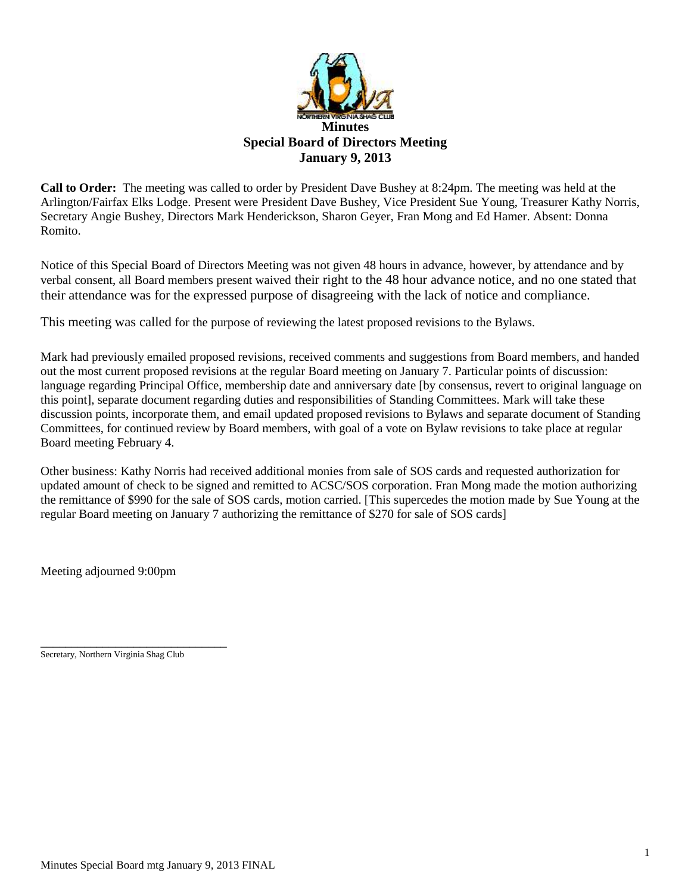# Minutes
## Special Board of Directors Meeting
## January 9, 2013

**Call to Order:** The meeting was called to order by President Dave Bushey at 8:24pm. The meeting was held at the Arlington/Fairfax Elks Lodge. Present were President Dave Bushey, Vice President Sue Young, Treasurer Kathy Norris, Secretary Angie Bushey, Directors Mark Henderickson, Sharon Geyer, Fran Mong and Ed Hamer. Absent: Donna Romito.

Notice of this Special Board of Directors Meeting was not given 48 hours in advance, however, by attendance and by verbal consent, all Board members present waived their right to the 48 hour advance notice, and no one stated that their attendance was for the expressed purpose of disagreeing with the lack of notice and compliance.

This meeting was called for the purpose of reviewing the latest proposed revisions to the Bylaws.

Mark had previously emailed proposed revisions, received comments and suggestions from Board members, and handed out the most current proposed revisions at the regular Board meeting on January 7. Particular points of discussion: language regarding Principal Office, membership date and anniversary date [by consensus, revert to original language on this point], separate document regarding duties and responsibilities of Standing Committees. Mark will take these discussion points, incorporate them, and email updated proposed revisions to Bylaws and separate document of Standing Committees, for continued review by Board members, with goal of a vote on Bylaw revisions to take place at regular Board meeting February 4.

Other business: Kathy Norris had received additional monies from sale of SOS cards and requested authorization for updated amount of check to be signed and remitted to ACSC/SOS corporation. Fran Mong made the motion authorizing the remittance of $990 for the sale of SOS cards, motion carried. [This supercedes the motion made by Sue Young at the regular Board meeting on January 7 authorizing the remittance of $270 for sale of SOS cards]

Meeting adjourned 9:00pm

___________________________________
Secretary, Northern Virginia Shag Club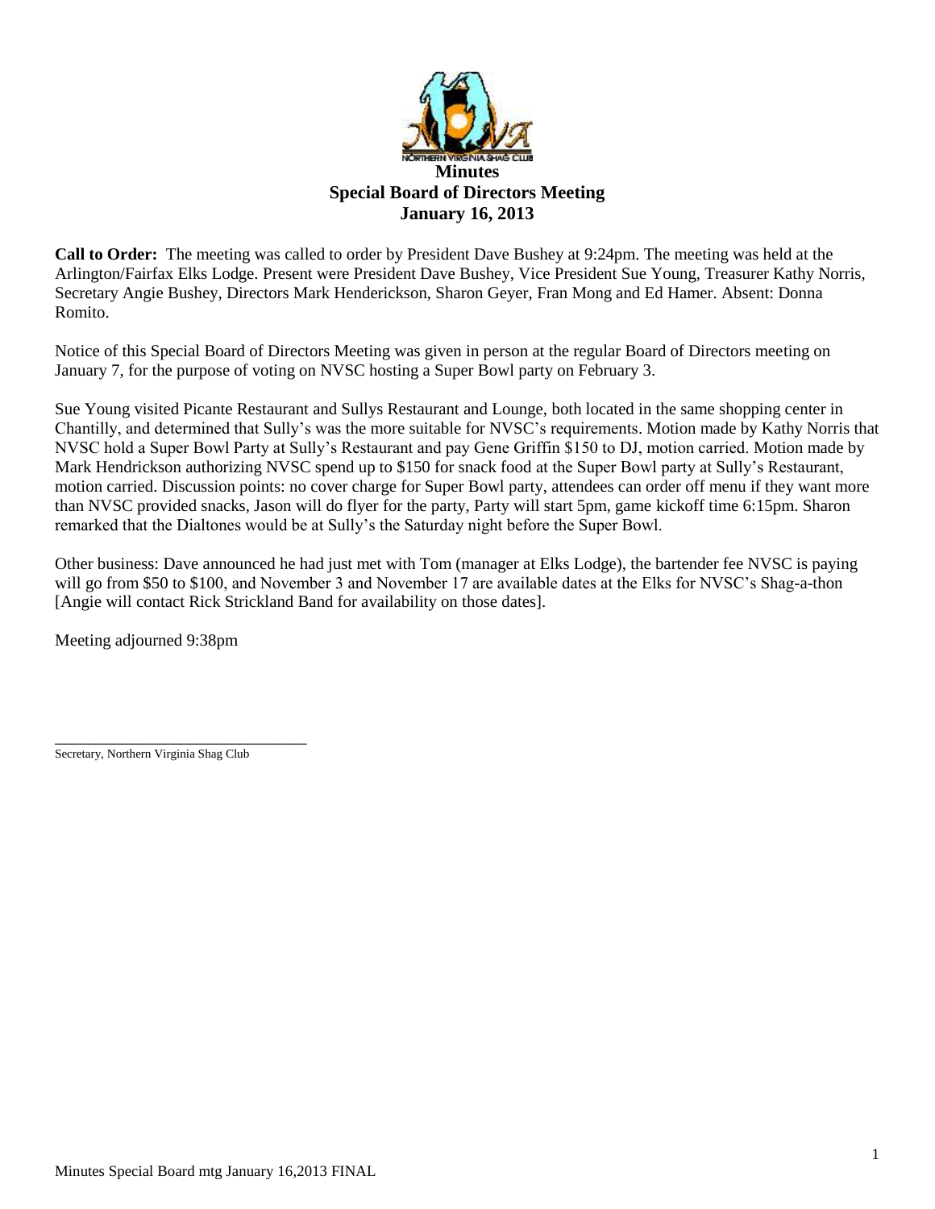# Minutes
## Special Board of Directors Meeting
## January 16, 2013

**Call to Order:** The meeting was called to order by President Dave Bushey at 9:24pm. The meeting was held at the Arlington/Fairfax Elks Lodge. Present were President Dave Bushey, Vice President Sue Young, Treasurer Kathy Norris, Secretary Angie Bushey, Directors Mark Henderickson, Sharon Geyer, Fran Mong and Ed Hamer. Absent: Donna Romito.

Notice of this Special Board of Directors Meeting was given in person at the regular Board of Directors meeting on January 7, for the purpose of voting on NVSC hosting a Super Bowl party on February 3.

Sue Young visited Picante Restaurant and Sullys Restaurant and Lounge, both located in the same shopping center in Chantilly, and determined that Sully's was the more suitable for NVSC's requirements. Motion made by Kathy Norris that NVSC hold a Super Bowl Party at Sully's Restaurant and pay Gene Griffin $150 to DJ, motion carried. Motion made by Mark Hendrickson authorizing NVSC spend up to $150 for snack food at the Super Bowl party at Sully's Restaurant, motion carried. Discussion points: no cover charge for Super Bowl party, attendees can order off menu if they want more than NVSC provided snacks, Jason will do flyer for the party, Party will start 5pm, game kickoff time 6:15pm. Sharon remarked that the Dialtones would be at Sully's the Saturday night before the Super Bowl.

Other business: Dave announced he had just met with Tom (manager at Elks Lodge), the bartender fee NVSC is paying will go from $50 to $100, and November 3 and November 17 are available dates at the Elks for NVSC's Shag-a-thon [Angie will contact Rick Strickland Band for availability on those dates].

Meeting adjourned 9:38pm

\_\_\_\_\_\_\_\_\_\_\_\_\_\_\_\_\_\_\_\_\_\_\_\_\_\_\_\_\_\_\_\_\_\_

Secretary, Northern Virginia Shag Club

Minutes Special Board mtg January 16,2013 FINAL